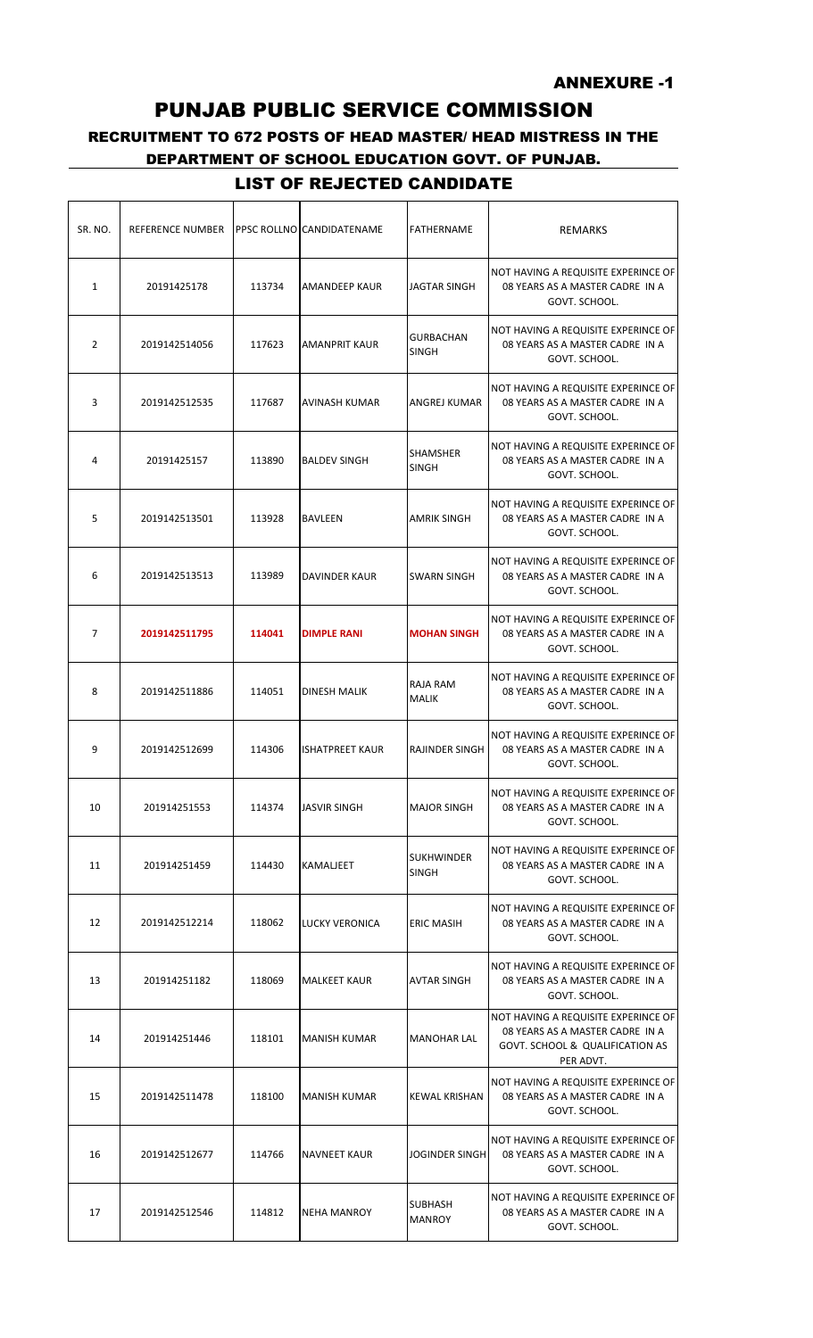ANNEXURE -1

# PUNJAB PUBLIC SERVICE COMMISSION

## RECRUITMENT TO 672 POSTS OF HEAD MASTER/ HEAD MISTRESS IN THE DEPARTMENT OF SCHOOL EDUCATION GOVT. OF PUNJAB.

### LIST OF REJECTED CANDIDATE

| SR. NO. | REFERENCE NUMBER | PPSC ROLLNO | CANDIDATENAME | FATHERNAME | REMARKS |
|---|---|---|---|---|---|
| 1 | 20191425178 | 113734 | AMANDEEP KAUR | JAGTAR SINGH | NOT HAVING A REQUISITE EXPERINCE OF 08 YEARS AS A MASTER CADRE IN A GOVT. SCHOOL. |
| 2 | 2019142514056 | 117623 | AMANPRIT KAUR | GURBACHAN SINGH | NOT HAVING A REQUISITE EXPERINCE OF 08 YEARS AS A MASTER CADRE IN A GOVT. SCHOOL. |
| 3 | 2019142512535 | 117687 | AVINASH KUMAR | ANGREJ KUMAR | NOT HAVING A REQUISITE EXPERINCE OF 08 YEARS AS A MASTER CADRE IN A GOVT. SCHOOL. |
| 4 | 20191425157 | 113890 | BALDEV SINGH | SHAMSHER SINGH | NOT HAVING A REQUISITE EXPERINCE OF 08 YEARS AS A MASTER CADRE IN A GOVT. SCHOOL. |
| 5 | 2019142513501 | 113928 | BAVLEEN | AMRIK SINGH | NOT HAVING A REQUISITE EXPERINCE OF 08 YEARS AS A MASTER CADRE IN A GOVT. SCHOOL. |
| 6 | 2019142513513 | 113989 | DAVINDER KAUR | SWARN SINGH | NOT HAVING A REQUISITE EXPERINCE OF 08 YEARS AS A MASTER CADRE IN A GOVT. SCHOOL. |
| 7 | **2019142511795** | **114041** | **DIMPLE RANI** | **MOHAN SINGH** | NOT HAVING A REQUISITE EXPERINCE OF 08 YEARS AS A MASTER CADRE IN A GOVT. SCHOOL. |
| 8 | 2019142511886 | 114051 | DINESH MALIK | RAJA RAM MALIK | NOT HAVING A REQUISITE EXPERINCE OF 08 YEARS AS A MASTER CADRE IN A GOVT. SCHOOL. |
| 9 | 2019142512699 | 114306 | ISHATPREET KAUR | RAJINDER SINGH | NOT HAVING A REQUISITE EXPERINCE OF 08 YEARS AS A MASTER CADRE IN A GOVT. SCHOOL. |
| 10 | 201914251553 | 114374 | JASVIR SINGH | MAJOR SINGH | NOT HAVING A REQUISITE EXPERINCE OF 08 YEARS AS A MASTER CADRE IN A GOVT. SCHOOL. |
| 11 | 201914251459 | 114430 | KAMALJEET | SUKHWINDER SINGH | NOT HAVING A REQUISITE EXPERINCE OF 08 YEARS AS A MASTER CADRE IN A GOVT. SCHOOL. |
| 12 | 2019142512214 | 118062 | LUCKY VERONICA | ERIC MASIH | NOT HAVING A REQUISITE EXPERINCE OF 08 YEARS AS A MASTER CADRE IN A GOVT. SCHOOL. |
| 13 | 201914251182 | 118069 | MALKEET KAUR | AVTAR SINGH | NOT HAVING A REQUISITE EXPERINCE OF 08 YEARS AS A MASTER CADRE IN A GOVT. SCHOOL. |
| 14 | 201914251446 | 118101 | MANISH KUMAR | MANOHAR LAL | NOT HAVING A REQUISITE EXPERINCE OF 08 YEARS AS A MASTER CADRE IN A GOVT. SCHOOL & QUALIFICATION AS PER ADVT. |
| 15 | 2019142511478 | 118100 | MANISH KUMAR | KEWAL KRISHAN | NOT HAVING A REQUISITE EXPERINCE OF 08 YEARS AS A MASTER CADRE IN A GOVT. SCHOOL. |
| 16 | 2019142512677 | 114766 | NAVNEET KAUR | JOGINDER SINGH | NOT HAVING A REQUISITE EXPERINCE OF 08 YEARS AS A MASTER CADRE IN A GOVT. SCHOOL. |
| 17 | 2019142512546 | 114812 | NEHA MANROY | SUBHASH MANROY | NOT HAVING A REQUISITE EXPERINCE OF 08 YEARS AS A MASTER CADRE IN A GOVT. SCHOOL. |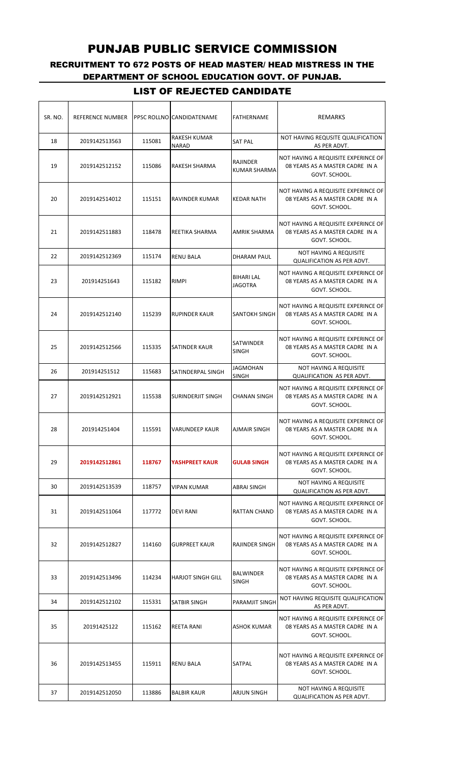# PUNJAB PUBLIC SERVICE COMMISSION

## RECRUITMENT TO 672 POSTS OF HEAD MASTER/ HEAD MISTRESS IN THE DEPARTMENT OF SCHOOL EDUCATION GOVT. OF PUNJAB.

## LIST OF REJECTED CANDIDATE

| SR. NO. | REFERENCE NUMBER | PPSC ROLLNO | CANDIDATENAME | FATHERNAME | REMARKS |
|---|---|---|---|---|---|
| 18 | 2019142513563 | 115081 | RAKESH KUMAR NARAD | SAT PAL | NOT HAVING REQUSITE QUALIFICATION AS PER ADVT. |
| 19 | 2019142512152 | 115086 | RAKESH SHARMA | RAJINDER KUMAR SHARMA | NOT HAVING A REQUISITE EXPERINCE OF 08 YEARS AS A MASTER CADRE IN A GOVT. SCHOOL. |
| 20 | 2019142514012 | 115151 | RAVINDER KUMAR | KEDAR NATH | NOT HAVING A REQUISITE EXPERINCE OF 08 YEARS AS A MASTER CADRE IN A GOVT. SCHOOL. |
| 21 | 2019142511883 | 118478 | REETIKA SHARMA | AMRIK SHARMA | NOT HAVING A REQUISITE EXPERINCE OF 08 YEARS AS A MASTER CADRE IN A GOVT. SCHOOL. |
| 22 | 2019142512369 | 115174 | RENU BALA | DHARAM PAUL | NOT HAVING A REQUISITE QUALIFICATION AS PER ADVT. |
| 23 | 201914251643 | 115182 | RIMPI | BIHARI LAL JAGOTRA | NOT HAVING A REQUISITE EXPERINCE OF 08 YEARS AS A MASTER CADRE IN A GOVT. SCHOOL. |
| 24 | 2019142512140 | 115239 | RUPINDER KAUR | SANTOKH SINGH | NOT HAVING A REQUISITE EXPERINCE OF 08 YEARS AS A MASTER CADRE IN A GOVT. SCHOOL. |
| 25 | 2019142512566 | 115335 | SATINDER KAUR | SATWINDER SINGH | NOT HAVING A REQUISITE EXPERINCE OF 08 YEARS AS A MASTER CADRE IN A GOVT. SCHOOL. |
| 26 | 201914251512 | 115683 | SATINDERPAL SINGH | JAGMOHAN SINGH | NOT HAVING A REQUISITE QUALIFICATION AS PER ADVT. |
| 27 | 2019142512921 | 115538 | SURINDERJIT SINGH | CHANAN SINGH | NOT HAVING A REQUISITE EXPERINCE OF 08 YEARS AS A MASTER CADRE IN A GOVT. SCHOOL. |
| 28 | 201914251404 | 115591 | VARUNDEEP KAUR | AJMAIR SINGH | NOT HAVING A REQUISITE EXPERINCE OF 08 YEARS AS A MASTER CADRE IN A GOVT. SCHOOL. |
| 29 | **2019142512861** | **118767** | **YASHPREET KAUR** | **GULAB SINGH** | NOT HAVING A REQUISITE EXPERINCE OF 08 YEARS AS A MASTER CADRE IN A GOVT. SCHOOL. |
| 30 | 2019142513539 | 118757 | VIPAN KUMAR | ABRAI SINGH | NOT HAVING A REQUISITE QUALIFICATION AS PER ADVT. |
| 31 | 2019142511064 | 117772 | DEVI RANI | RATTAN CHAND | NOT HAVING A REQUISITE EXPERINCE OF 08 YEARS AS A MASTER CADRE IN A GOVT. SCHOOL. |
| 32 | 2019142512827 | 114160 | GURPREET KAUR | RAJINDER SINGH | NOT HAVING A REQUISITE EXPERINCE OF 08 YEARS AS A MASTER CADRE IN A GOVT. SCHOOL. |
| 33 | 2019142513496 | 114234 | HARJOT SINGH GILL | BALWINDER SINGH | NOT HAVING A REQUISITE EXPERINCE OF 08 YEARS AS A MASTER CADRE IN A GOVT. SCHOOL. |
| 34 | 2019142512102 | 115331 | SATBIR SINGH | PARAMJIT SINGH | NOT HAVING REQUISITE QUALIFICATION AS PER ADVT. |
| 35 | 20191425122 | 115162 | REETA RANI | ASHOK KUMAR | NOT HAVING A REQUISITE EXPERINCE OF 08 YEARS AS A MASTER CADRE IN A GOVT. SCHOOL. |
| 36 | 2019142513455 | 115911 | RENU BALA | SATPAL | NOT HAVING A REQUISITE EXPERINCE OF 08 YEARS AS A MASTER CADRE IN A GOVT. SCHOOL. |
| 37 | 2019142512050 | 113886 | BALBIR KAUR | ARJUN SINGH | NOT HAVING A REQUISITE QUALIFICATION AS PER ADVT. |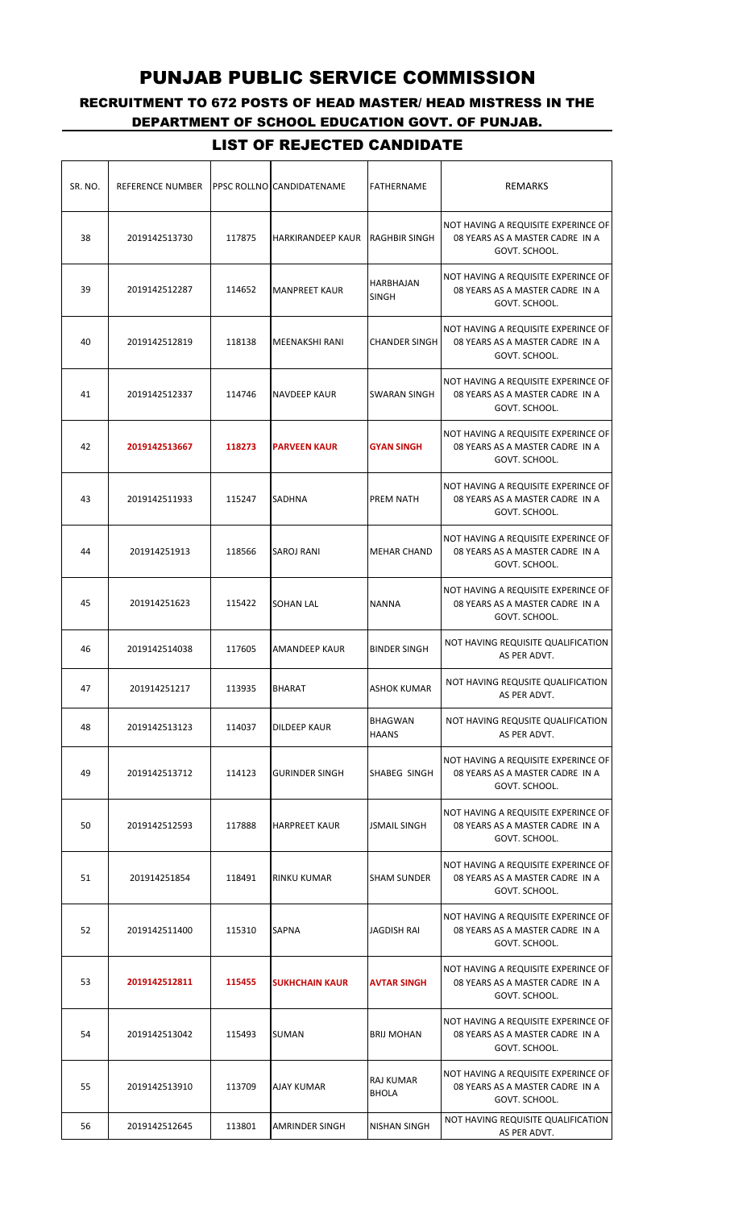# PUNJAB PUBLIC SERVICE COMMISSION

## RECRUITMENT TO 672 POSTS OF HEAD MASTER/ HEAD MISTRESS IN THE DEPARTMENT OF SCHOOL EDUCATION GOVT. OF PUNJAB.

## LIST OF REJECTED CANDIDATE

| SR. NO. | REFERENCE NUMBER | PPSC ROLLNO | CANDIDATENAME | FATHERNAME | REMARKS |
|---|---|---|---|---|---|
| 38 | 2019142513730 | 117875 | HARKIRANDEEP KAUR | RAGHBIR SINGH | NOT HAVING A REQUISITE EXPERINCE OF 08 YEARS AS A MASTER CADRE IN A GOVT. SCHOOL. |
| 39 | 2019142512287 | 114652 | MANPREET KAUR | HARBHAJAN SINGH | NOT HAVING A REQUISITE EXPERINCE OF 08 YEARS AS A MASTER CADRE IN A GOVT. SCHOOL. |
| 40 | 2019142512819 | 118138 | MEENAKSHI RANI | CHANDER SINGH | NOT HAVING A REQUISITE EXPERINCE OF 08 YEARS AS A MASTER CADRE IN A GOVT. SCHOOL. |
| 41 | 2019142512337 | 114746 | NAVDEEP KAUR | SWARAN SINGH | NOT HAVING A REQUISITE EXPERINCE OF 08 YEARS AS A MASTER CADRE IN A GOVT. SCHOOL. |
| 42 | **2019142513667** | **118273** | **PARVEEN KAUR** | **GYAN SINGH** | NOT HAVING A REQUISITE EXPERINCE OF 08 YEARS AS A MASTER CADRE IN A GOVT. SCHOOL. |
| 43 | 2019142511933 | 115247 | SADHNA | PREM NATH | NOT HAVING A REQUISITE EXPERINCE OF 08 YEARS AS A MASTER CADRE IN A GOVT. SCHOOL. |
| 44 | 201914251913 | 118566 | SAROJ RANI | MEHAR CHAND | NOT HAVING A REQUISITE EXPERINCE OF 08 YEARS AS A MASTER CADRE IN A GOVT. SCHOOL. |
| 45 | 201914251623 | 115422 | SOHAN LAL | NANNA | NOT HAVING A REQUISITE EXPERINCE OF 08 YEARS AS A MASTER CADRE IN A GOVT. SCHOOL. |
| 46 | 2019142514038 | 117605 | AMANDEEP KAUR | BINDER SINGH | NOT HAVING REQUISITE QUALIFICATION AS PER ADVT. |
| 47 | 201914251217 | 113935 | BHARAT | ASHOK KUMAR | NOT HAVING REQUSITE QUALIFICATION AS PER ADVT. |
| 48 | 2019142513123 | 114037 | DILDEEP KAUR | BHAGWAN HAANS | NOT HAVING REQUSITE QUALIFICATION AS PER ADVT. |
| 49 | 2019142513712 | 114123 | GURINDER SINGH | SHABEG SINGH | NOT HAVING A REQUISITE EXPERINCE OF 08 YEARS AS A MASTER CADRE IN A GOVT. SCHOOL. |
| 50 | 2019142512593 | 117888 | HARPREET KAUR | JSMAIL SINGH | NOT HAVING A REQUISITE EXPERINCE OF 08 YEARS AS A MASTER CADRE IN A GOVT. SCHOOL. |
| 51 | 201914251854 | 118491 | RINKU KUMAR | SHAM SUNDER | NOT HAVING A REQUISITE EXPERINCE OF 08 YEARS AS A MASTER CADRE IN A GOVT. SCHOOL. |
| 52 | 2019142511400 | 115310 | SAPNA | JAGDISH RAI | NOT HAVING A REQUISITE EXPERINCE OF 08 YEARS AS A MASTER CADRE IN A GOVT. SCHOOL. |
| 53 | **2019142512811** | **115455** | **SUKHCHAIN KAUR** | **AVTAR SINGH** | NOT HAVING A REQUISITE EXPERINCE OF 08 YEARS AS A MASTER CADRE IN A GOVT. SCHOOL. |
| 54 | 2019142513042 | 115493 | SUMAN | BRIJ MOHAN | NOT HAVING A REQUISITE EXPERINCE OF 08 YEARS AS A MASTER CADRE IN A GOVT. SCHOOL. |
| 55 | 2019142513910 | 113709 | AJAY KUMAR | RAJ KUMAR BHOLA | NOT HAVING A REQUISITE EXPERINCE OF 08 YEARS AS A MASTER CADRE IN A GOVT. SCHOOL. |
| 56 | 2019142512645 | 113801 | AMRINDER SINGH | NISHAN SINGH | NOT HAVING REQUISITE QUALIFICATION AS PER ADVT. |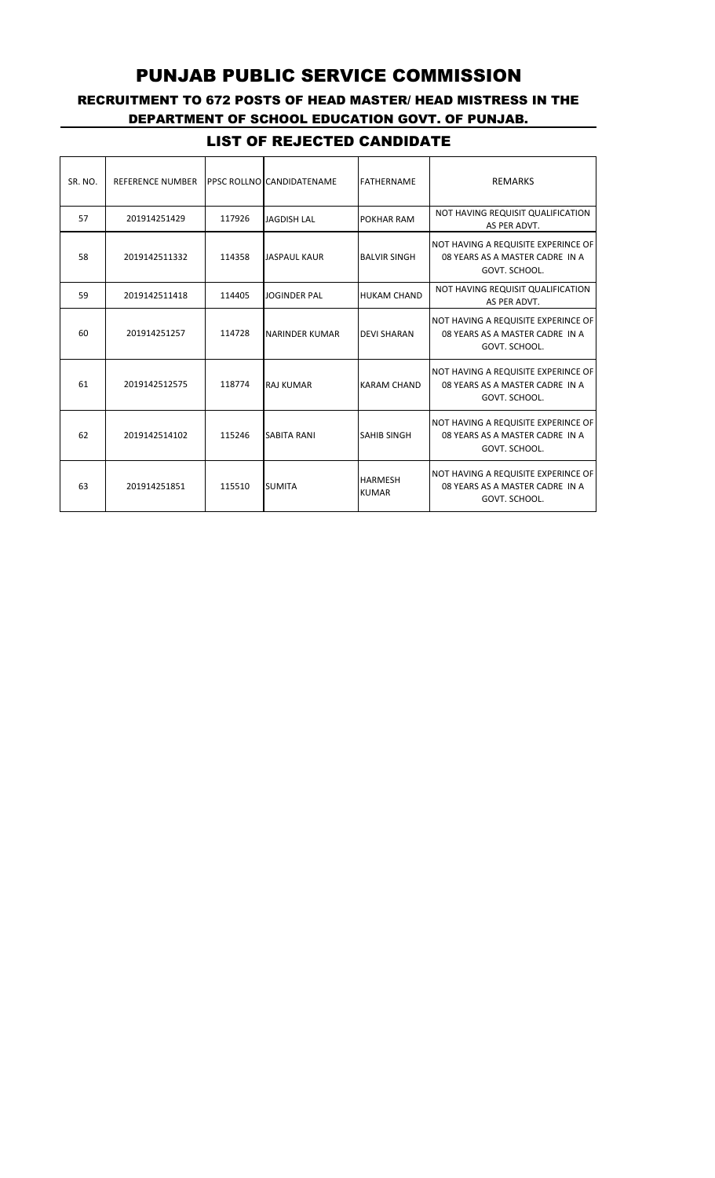# PUNJAB PUBLIC SERVICE COMMISSION

## RECRUITMENT TO 672 POSTS OF HEAD MASTER/ HEAD MISTRESS IN THE DEPARTMENT OF SCHOOL EDUCATION GOVT. OF PUNJAB.

### LIST OF REJECTED CANDIDATE

| SR. NO. | REFERENCE NUMBER | PPSC ROLLNO | CANDIDATENAME | FATHERNAME | REMARKS |
|---|---|---|---|---|---|
| 57 | 201914251429 | 117926 | JAGDISH LAL | POKHAR RAM | NOT HAVING REQUISIT QUALIFICATION AS PER ADVT. |
| 58 | 2019142511332 | 114358 | JASPAUL KAUR | BALVIR SINGH | NOT HAVING A REQUISITE EXPERINCE OF 08 YEARS AS A MASTER CADRE IN A GOVT. SCHOOL. |
| 59 | 2019142511418 | 114405 | JOGINDER PAL | HUKAM CHAND | NOT HAVING REQUISIT QUALIFICATION AS PER ADVT. |
| 60 | 201914251257 | 114728 | NARINDER KUMAR | DEVI SHARAN | NOT HAVING A REQUISITE EXPERINCE OF 08 YEARS AS A MASTER CADRE IN A GOVT. SCHOOL. |
| 61 | 2019142512575 | 118774 | RAJ KUMAR | KARAM CHAND | NOT HAVING A REQUISITE EXPERINCE OF 08 YEARS AS A MASTER CADRE IN A GOVT. SCHOOL. |
| 62 | 2019142514102 | 115246 | SABITA RANI | SAHIB SINGH | NOT HAVING A REQUISITE EXPERINCE OF 08 YEARS AS A MASTER CADRE IN A GOVT. SCHOOL. |
| 63 | 201914251851 | 115510 | SUMITA | HARMESH KUMAR | NOT HAVING A REQUISITE EXPERINCE OF 08 YEARS AS A MASTER CADRE IN A GOVT. SCHOOL. |